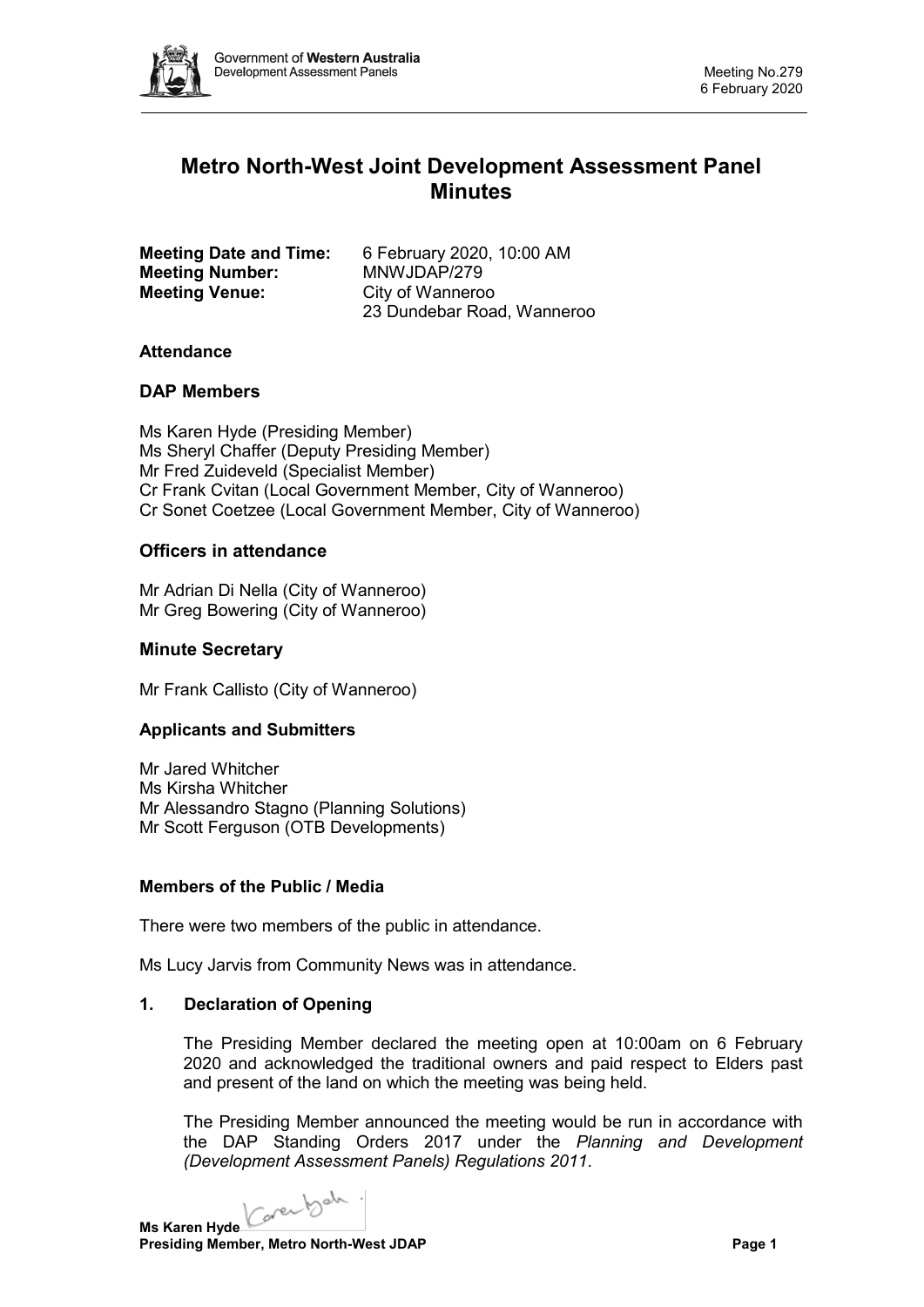# Metro North-West Joint Development Assessment Panel Minutes

**Meeting Date and Time:** 6 February 2020, 10:00 AM
**Meeting Number:** MNWJDAP/279
**Meeting Venue:** City of Wanneroo
23 Dundebar Road, Wanneroo

### Attendance

## DAP Members

Ms Karen Hyde (Presiding Member)
Ms Sheryl Chaffer (Deputy Presiding Member)
Mr Fred Zuideveld (Specialist Member)
Cr Frank Cvitan (Local Government Member, City of Wanneroo)
Cr Sonet Coetzee (Local Government Member, City of Wanneroo)

## Officers in attendance

Mr Adrian Di Nella (City of Wanneroo)
Mr Greg Bowering (City of Wanneroo)

## Minute Secretary

Mr Frank Callisto (City of Wanneroo)

### Applicants and Submitters

Mr Jared Whitcher
Ms Kirsha Whitcher
Mr Alessandro Stagno (Planning Solutions)
Mr Scott Ferguson (OTB Developments)

### Members of the Public / Media

There were two members of the public in attendance.

Ms Lucy Jarvis from Community News was in attendance.

### 1. Declaration of Opening

The Presiding Member declared the meeting open at 10:00am on 6 February 2020 and acknowledged the traditional owners and paid respect to Elders past and present of the land on which the meeting was being held.

The Presiding Member announced the meeting would be run in accordance with the DAP Standing Orders 2017 under the *Planning and Development (Development Assessment Panels) Regulations 2011*.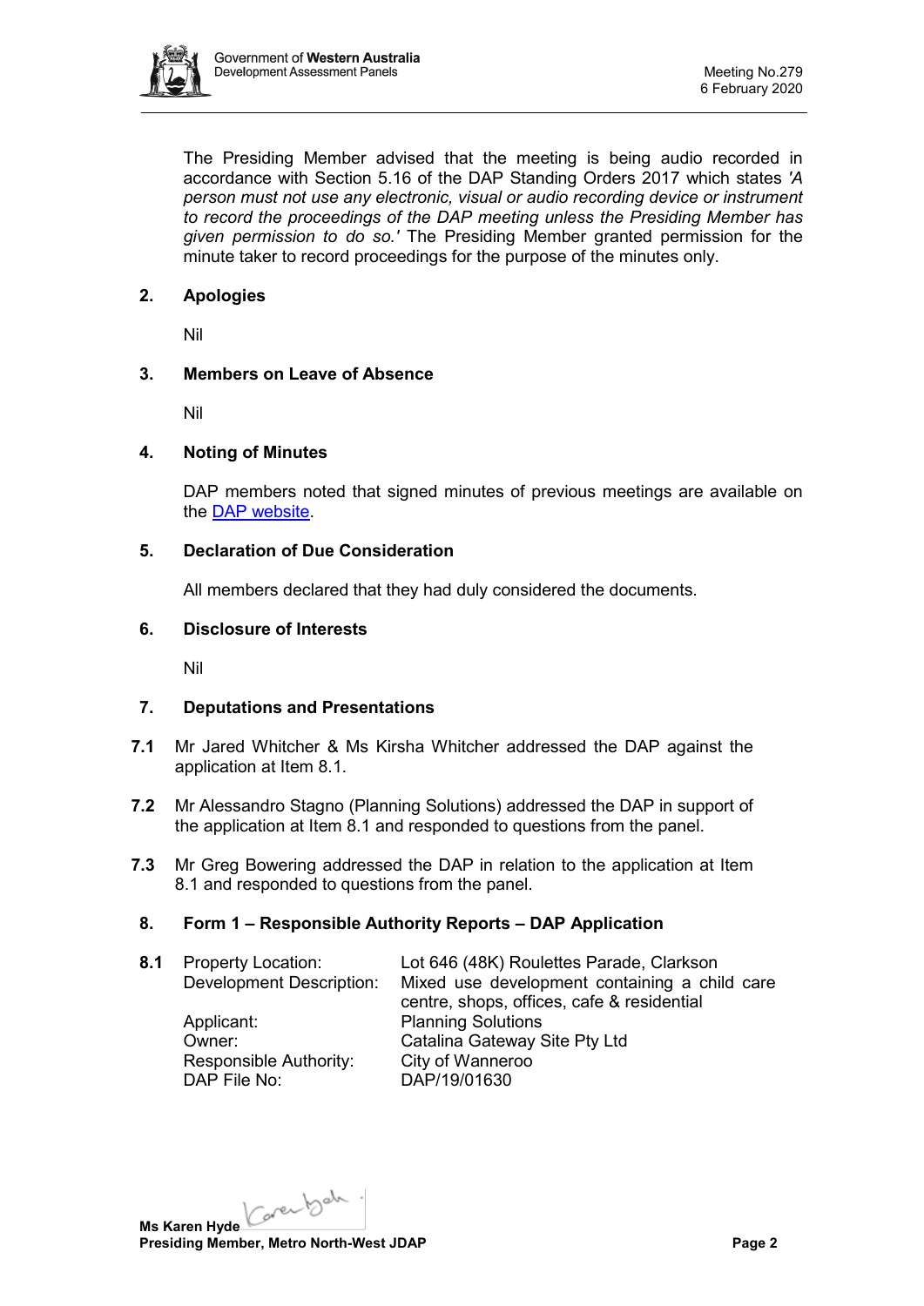The Presiding Member advised that the meeting is being audio recorded in accordance with Section 5.16 of the DAP Standing Orders 2017 which states *'A person must not use any electronic, visual or audio recording device or instrument to record the proceedings of the DAP meeting unless the Presiding Member has given permission to do so.'* The Presiding Member granted permission for the minute taker to record proceedings for the purpose of the minutes only.

## 2. Apologies

Nil

## 3. Members on Leave of Absence

Nil

## 4. Noting of Minutes

DAP members noted that signed minutes of previous meetings are available on the [DAP website](#).

## 5. Declaration of Due Consideration

All members declared that they had duly considered the documents.

## 6. Disclosure of Interests

Nil

## 7. Deputations and Presentations

**7.1** Mr Jared Whitcher & Ms Kirsha Whitcher addressed the DAP against the application at Item 8.1.

**7.2** Mr Alessandro Stagno (Planning Solutions) addressed the DAP in support of the application at Item 8.1 and responded to questions from the panel.

**7.3** Mr Greg Bowering addressed the DAP in relation to the application at Item 8.1 and responded to questions from the panel.

## 8. Form 1 – Responsible Authority Reports – DAP Application

**8.1**

| | |
|---|---|
| Property Location: | Lot 646 (48K) Roulettes Parade, Clarkson |
| Development Description: | Mixed use development containing a child care centre, shops, offices, cafe & residential |
| Applicant: | Planning Solutions |
| Owner: | Catalina Gateway Site Pty Ltd |
| Responsible Authority: | City of Wanneroo |
| DAP File No: | DAP/19/01630 |

**Ms Karen Hyde**
**Presiding Member, Metro North-West JDAP**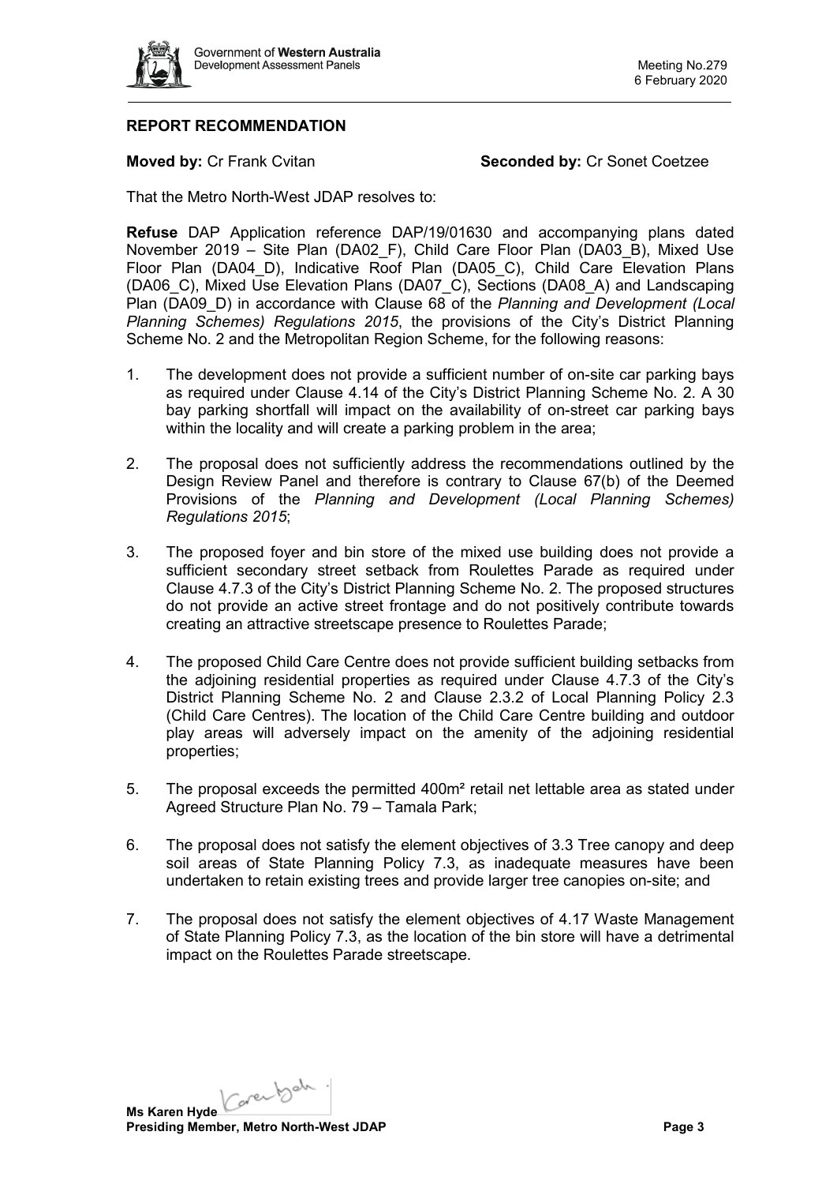## REPORT RECOMMENDATION

**Moved by:** Cr Frank Cvitan **Seconded by:** Cr Sonet Coetzee

That the Metro North-West JDAP resolves to:

**Refuse** DAP Application reference DAP/19/01630 and accompanying plans dated November 2019 – Site Plan (DA02_F), Child Care Floor Plan (DA03_B), Mixed Use Floor Plan (DA04_D), Indicative Roof Plan (DA05_C), Child Care Elevation Plans (DA06_C), Mixed Use Elevation Plans (DA07_C), Sections (DA08_A) and Landscaping Plan (DA09_D) in accordance with Clause 68 of the *Planning and Development (Local Planning Schemes) Regulations 2015*, the provisions of the City's District Planning Scheme No. 2 and the Metropolitan Region Scheme, for the following reasons:

1. The development does not provide a sufficient number of on-site car parking bays as required under Clause 4.14 of the City's District Planning Scheme No. 2. A 30 bay parking shortfall will impact on the availability of on-street car parking bays within the locality and will create a parking problem in the area;

2. The proposal does not sufficiently address the recommendations outlined by the Design Review Panel and therefore is contrary to Clause 67(b) of the Deemed Provisions of the *Planning and Development (Local Planning Schemes) Regulations 2015*;

3. The proposed foyer and bin store of the mixed use building does not provide a sufficient secondary street setback from Roulettes Parade as required under Clause 4.7.3 of the City's District Planning Scheme No. 2. The proposed structures do not provide an active street frontage and do not positively contribute towards creating an attractive streetscape presence to Roulettes Parade;

4. The proposed Child Care Centre does not provide sufficient building setbacks from the adjoining residential properties as required under Clause 4.7.3 of the City's District Planning Scheme No. 2 and Clause 2.3.2 of Local Planning Policy 2.3 (Child Care Centres). The location of the Child Care Centre building and outdoor play areas will adversely impact on the amenity of the adjoining residential properties;

5. The proposal exceeds the permitted 400m² retail net lettable area as stated under Agreed Structure Plan No. 79 – Tamala Park;

6. The proposal does not satisfy the element objectives of 3.3 Tree canopy and deep soil areas of State Planning Policy 7.3, as inadequate measures have been undertaken to retain existing trees and provide larger tree canopies on-site; and

7. The proposal does not satisfy the element objectives of 4.17 Waste Management of State Planning Policy 7.3, as the location of the bin store will have a detrimental impact on the Roulettes Parade streetscape.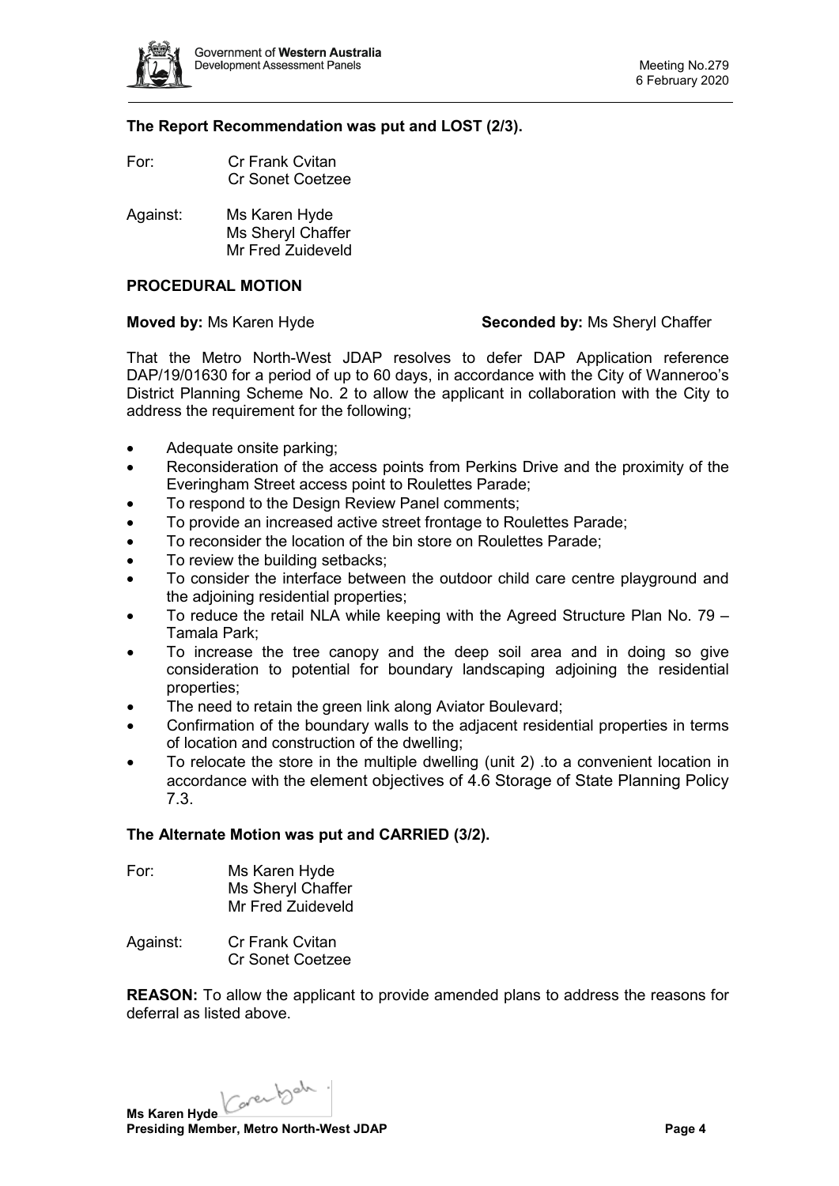**The Report Recommendation was put and LOST (2/3).**

For: Cr Frank Cvitan
Cr Sonet Coetzee

Against: Ms Karen Hyde
Ms Sheryl Chaffer
Mr Fred Zuideveld

**PROCEDURAL MOTION**

**Moved by:** Ms Karen Hyde **Seconded by:** Ms Sheryl Chaffer

That the Metro North-West JDAP resolves to defer DAP Application reference DAP/19/01630 for a period of up to 60 days, in accordance with the City of Wanneroo's District Planning Scheme No. 2 to allow the applicant in collaboration with the City to address the requirement for the following;

- Adequate onsite parking;
- Reconsideration of the access points from Perkins Drive and the proximity of the Everingham Street access point to Roulettes Parade;
- To respond to the Design Review Panel comments;
- To provide an increased active street frontage to Roulettes Parade;
- To reconsider the location of the bin store on Roulettes Parade;
- To review the building setbacks;
- To consider the interface between the outdoor child care centre playground and the adjoining residential properties;
- To reduce the retail NLA while keeping with the Agreed Structure Plan No. 79 – Tamala Park;
- To increase the tree canopy and the deep soil area and in doing so give consideration to potential for boundary landscaping adjoining the residential properties;
- The need to retain the green link along Aviator Boulevard;
- Confirmation of the boundary walls to the adjacent residential properties in terms of location and construction of the dwelling;
- To relocate the store in the multiple dwelling (unit 2) .to a convenient location in accordance with the element objectives of 4.6 Storage of State Planning Policy 7.3.

**The Alternate Motion was put and CARRIED (3/2).**

For: Ms Karen Hyde
Ms Sheryl Chaffer
Mr Fred Zuideveld

Against: Cr Frank Cvitan
Cr Sonet Coetzee

**REASON:** To allow the applicant to provide amended plans to address the reasons for deferral as listed above.

**Ms Karen Hyde**
**Presiding Member, Metro North-West JDAP**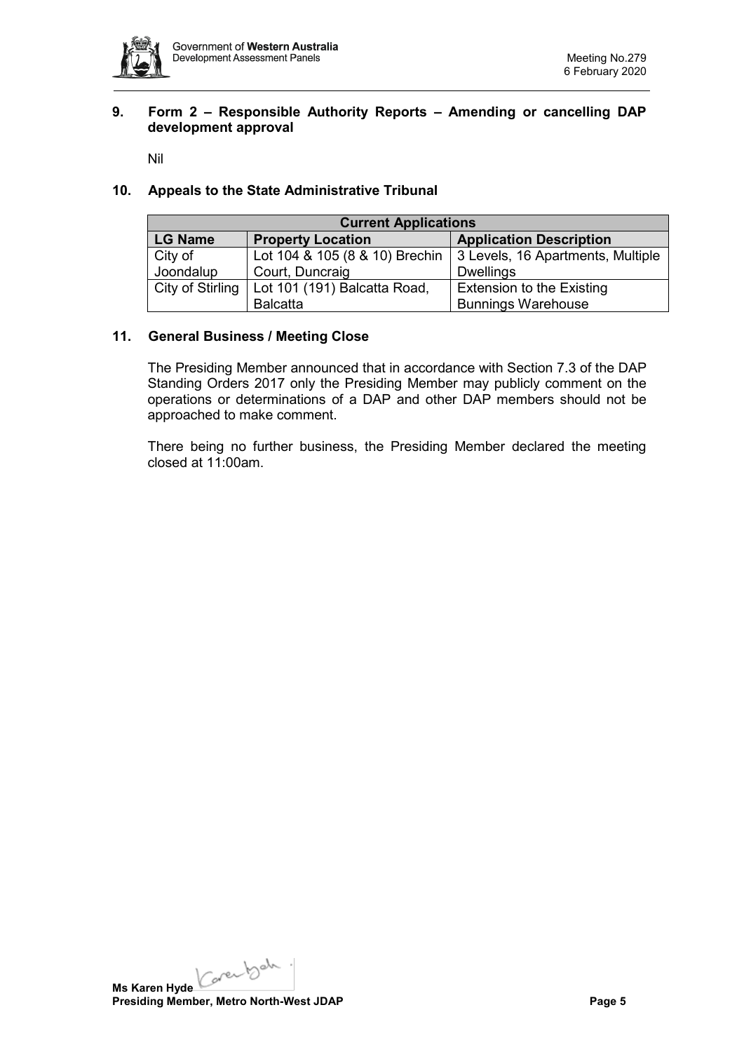## 9. Form 2 – Responsible Authority Reports – Amending or cancelling DAP development approval

Nil

## 10. Appeals to the State Administrative Tribunal

| Current Applications | | |
|---|---|---|
| **LG Name** | **Property Location** | **Application Description** |
| City of Joondalup | Lot 104 & 105 (8 & 10) Brechin Court, Duncraig | 3 Levels, 16 Apartments, Multiple Dwellings |
| City of Stirling | Lot 101 (191) Balcatta Road, Balcatta | Extension to the Existing Bunnings Warehouse |

## 11. General Business / Meeting Close

The Presiding Member announced that in accordance with Section 7.3 of the DAP Standing Orders 2017 only the Presiding Member may publicly comment on the operations or determinations of a DAP and other DAP members should not be approached to make comment.

There being no further business, the Presiding Member declared the meeting closed at 11:00am.

**Ms Karen Hyde**
**Presiding Member, Metro North-West JDAP**